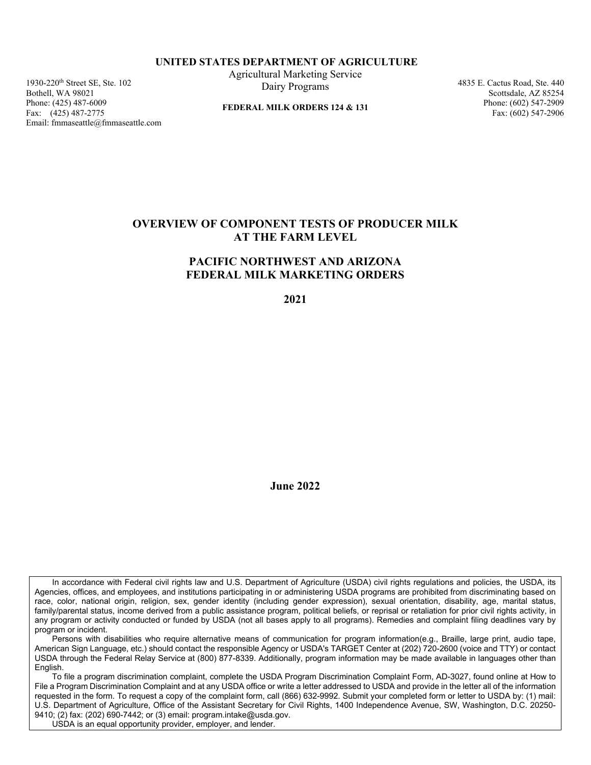**UNITED STATES DEPARTMENT OF AGRICULTURE**

Agricultural Marketing Service
Dairy Programs

**FEDERAL MILK ORDERS 124 & 131**

1930-220th Street SE, Ste. 102
Bothell, WA 98021
Phone: (425) 487-6009
Fax: (425) 487-2775
Email: fmmaseattle@fmmaseattle.com

4835 E. Cactus Road, Ste. 440
Scottsdale, AZ 85254
Phone: (602) 547-2909
Fax: (602) 547-2906

# OVERVIEW OF COMPONENT TESTS OF PRODUCER MILK AT THE FARM LEVEL

## PACIFIC NORTHWEST AND ARIZONA FEDERAL MILK MARKETING ORDERS

**2021**

**June 2022**

In accordance with Federal civil rights law and U.S. Department of Agriculture (USDA) civil rights regulations and policies, the USDA, its Agencies, offices, and employees, and institutions participating in or administering USDA programs are prohibited from discriminating based on race, color, national origin, religion, sex, gender identity (including gender expression), sexual orientation, disability, age, marital status, family/parental status, income derived from a public assistance program, political beliefs, or reprisal or retaliation for prior civil rights activity, in any program or activity conducted or funded by USDA (not all bases apply to all programs). Remedies and complaint filing deadlines vary by program or incident.

Persons with disabilities who require alternative means of communication for program information(e.g., Braille, large print, audio tape, American Sign Language, etc.) should contact the responsible Agency or USDA's TARGET Center at (202) 720-2600 (voice and TTY) or contact USDA through the Federal Relay Service at (800) 877-8339. Additionally, program information may be made available in languages other than English.

To file a program discrimination complaint, complete the USDA Program Discrimination Complaint Form, AD-3027, found online at How to File a Program Discrimination Complaint and at any USDA office or write a letter addressed to USDA and provide in the letter all of the information requested in the form. To request a copy of the complaint form, call (866) 632-9992. Submit your completed form or letter to USDA by: (1) mail: U.S. Department of Agriculture, Office of the Assistant Secretary for Civil Rights, 1400 Independence Avenue, SW, Washington, D.C. 20250-9410; (2) fax: (202) 690-7442; or (3) email: program.intake@usda.gov.

USDA is an equal opportunity provider, employer, and lender.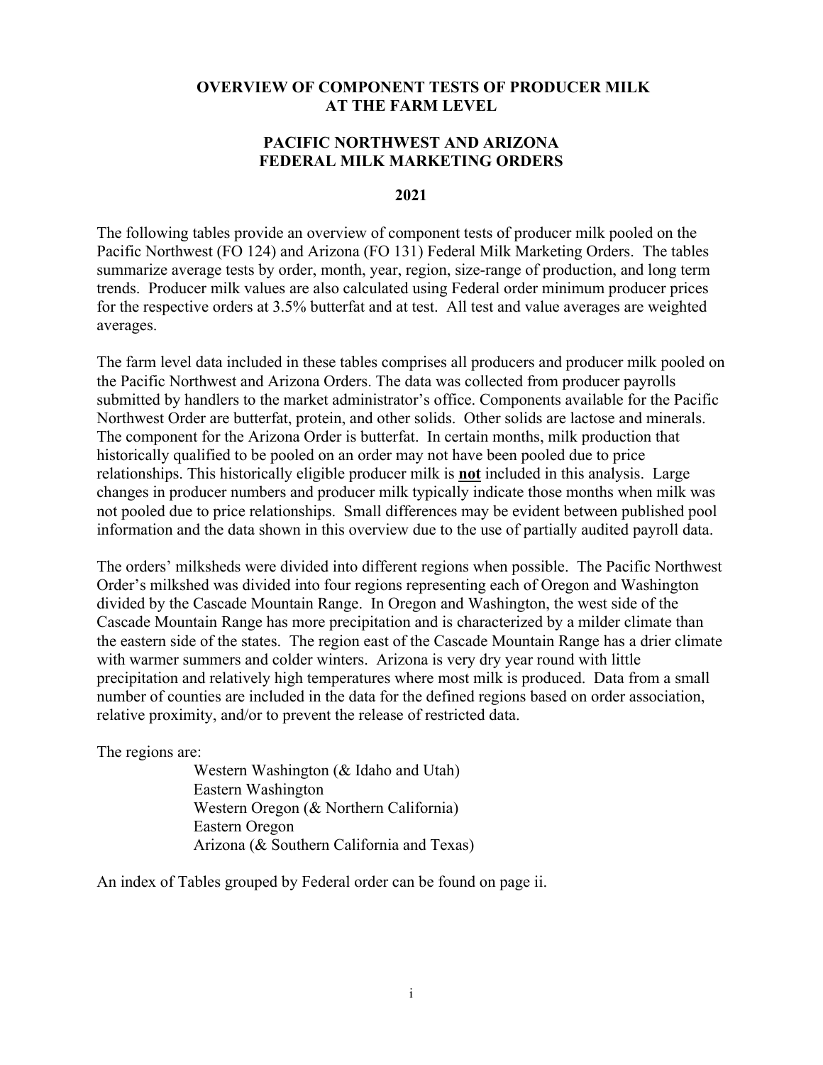# OVERVIEW OF COMPONENT TESTS OF PRODUCER MILK AT THE FARM LEVEL

## PACIFIC NORTHWEST AND ARIZONA FEDERAL MILK MARKETING ORDERS

### 2021

The following tables provide an overview of component tests of producer milk pooled on the Pacific Northwest (FO 124) and Arizona (FO 131) Federal Milk Marketing Orders. The tables summarize average tests by order, month, year, region, size-range of production, and long term trends. Producer milk values are also calculated using Federal order minimum producer prices for the respective orders at 3.5% butterfat and at test. All test and value averages are weighted averages.

The farm level data included in these tables comprises all producers and producer milk pooled on the Pacific Northwest and Arizona Orders. The data was collected from producer payrolls submitted by handlers to the market administrator's office. Components available for the Pacific Northwest Order are butterfat, protein, and other solids. Other solids are lactose and minerals. The component for the Arizona Order is butterfat. In certain months, milk production that historically qualified to be pooled on an order may not have been pooled due to price relationships. This historically eligible producer milk is **not** included in this analysis. Large changes in producer numbers and producer milk typically indicate those months when milk was not pooled due to price relationships. Small differences may be evident between published pool information and the data shown in this overview due to the use of partially audited payroll data.

The orders' milksheds were divided into different regions when possible. The Pacific Northwest Order's milkshed was divided into four regions representing each of Oregon and Washington divided by the Cascade Mountain Range. In Oregon and Washington, the west side of the Cascade Mountain Range has more precipitation and is characterized by a milder climate than the eastern side of the states. The region east of the Cascade Mountain Range has a drier climate with warmer summers and colder winters. Arizona is very dry year round with little precipitation and relatively high temperatures where most milk is produced. Data from a small number of counties are included in the data for the defined regions based on order association, relative proximity, and/or to prevent the release of restricted data.

The regions are:

- Western Washington (& Idaho and Utah)
- Eastern Washington
- Western Oregon (& Northern California)
- Eastern Oregon
- Arizona (& Southern California and Texas)

An index of Tables grouped by Federal order can be found on page ii.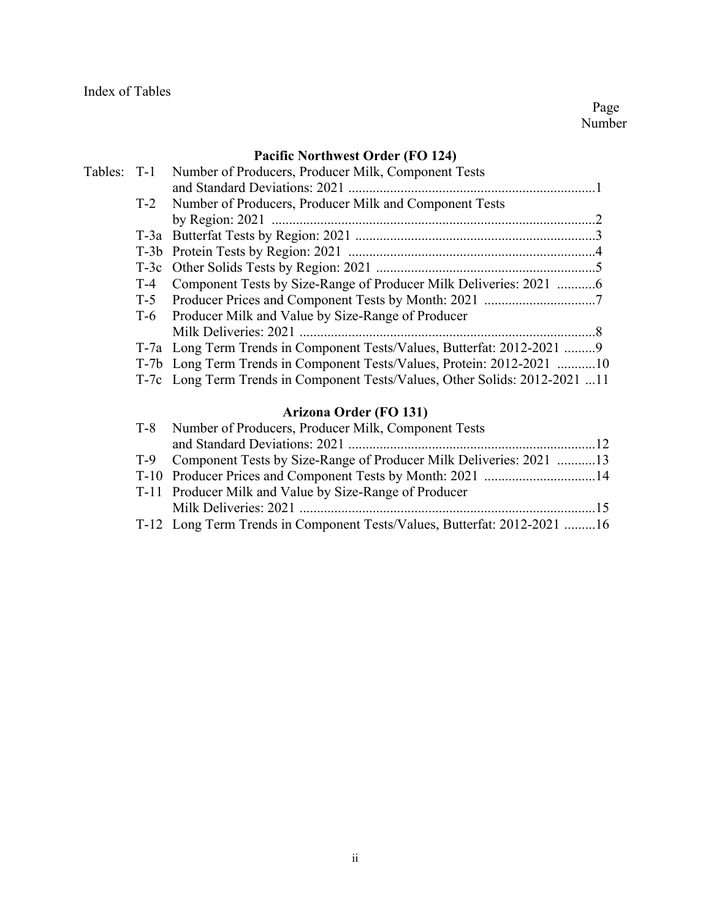Index of Tables

| | | | Page Number |
|---|---|---|---|
| | | **Pacific Northwest Order (FO 124)** | |
| Tables: | T-1 | Number of Producers, Producer Milk, Component Tests and Standard Deviations: 2021 | 1 |
| | T-2 | Number of Producers, Producer Milk and Component Tests by Region: 2021 | 2 |
| | T-3a | Butterfat Tests by Region: 2021 | 3 |
| | T-3b | Protein Tests by Region: 2021 | 4 |
| | T-3c | Other Solids Tests by Region: 2021 | 5 |
| | T-4 | Component Tests by Size-Range of Producer Milk Deliveries: 2021 | 6 |
| | T-5 | Producer Prices and Component Tests by Month: 2021 | 7 |
| | T-6 | Producer Milk and Value by Size-Range of Producer Milk Deliveries: 2021 | 8 |
| | T-7a | Long Term Trends in Component Tests/Values, Butterfat: 2012-2021 | 9 |
| | T-7b | Long Term Trends in Component Tests/Values, Protein: 2012-2021 | 10 |
| | T-7c | Long Term Trends in Component Tests/Values, Other Solids: 2012-2021 | 11 |
| | | **Arizona Order (FO 131)** | |
| | T-8 | Number of Producers, Producer Milk, Component Tests and Standard Deviations: 2021 | 12 |
| | T-9 | Component Tests by Size-Range of Producer Milk Deliveries: 2021 | 13 |
| | T-10 | Producer Prices and Component Tests by Month: 2021 | 14 |
| | T-11 | Producer Milk and Value by Size-Range of Producer Milk Deliveries: 2021 | 15 |
| | T-12 | Long Term Trends in Component Tests/Values, Butterfat: 2012-2021 | 16 |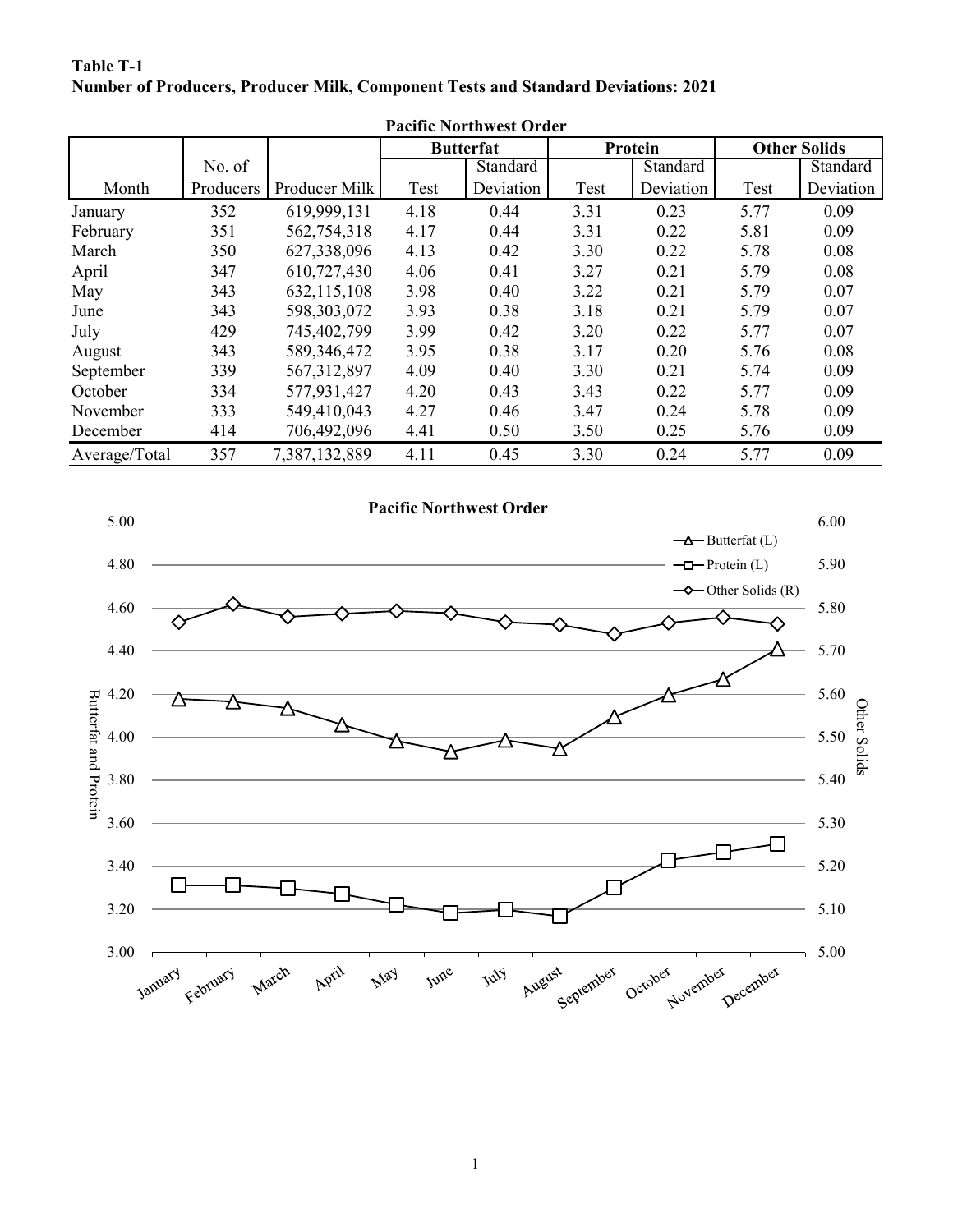**Table T-1**
**Number of Producers, Producer Milk, Component Tests and Standard Deviations: 2021**

**Pacific Northwest Order**

| | | | Butterfat | | Protein | | Other Solids | |
|---|---|---|---|---|---|---|---|---|
| Month | No. of Producers | Producer Milk | Test | Standard Deviation | Test | Standard Deviation | Test | Standard Deviation |
| January | 352 | 619,999,131 | 4.18 | 0.44 | 3.31 | 0.23 | 5.77 | 0.09 |
| February | 351 | 562,754,318 | 4.17 | 0.44 | 3.31 | 0.22 | 5.81 | 0.09 |
| March | 350 | 627,338,096 | 4.13 | 0.42 | 3.30 | 0.22 | 5.78 | 0.08 |
| April | 347 | 610,727,430 | 4.06 | 0.41 | 3.27 | 0.21 | 5.79 | 0.08 |
| May | 343 | 632,115,108 | 3.98 | 0.40 | 3.22 | 0.21 | 5.79 | 0.07 |
| June | 343 | 598,303,072 | 3.93 | 0.38 | 3.18 | 0.21 | 5.79 | 0.07 |
| July | 429 | 745,402,799 | 3.99 | 0.42 | 3.20 | 0.22 | 5.77 | 0.07 |
| August | 343 | 589,346,472 | 3.95 | 0.38 | 3.17 | 0.20 | 5.76 | 0.08 |
| September | 339 | 567,312,897 | 4.09 | 0.40 | 3.30 | 0.21 | 5.74 | 0.09 |
| October | 334 | 577,931,427 | 4.20 | 0.43 | 3.43 | 0.22 | 5.77 | 0.09 |
| November | 333 | 549,410,043 | 4.27 | 0.46 | 3.47 | 0.24 | 5.78 | 0.09 |
| December | 414 | 706,492,096 | 4.41 | 0.50 | 3.50 | 0.25 | 5.76 | 0.09 |
| Average/Total | 357 | 7,387,132,889 | 4.11 | 0.45 | 3.30 | 0.24 | 5.77 | 0.09 |

**Pacific Northwest Order**

(Chart: Butterfat (L), Protein (L), Other Solids (R) by month, January–December; left axis "Butterfat and Protein" 3.00–5.00, right axis "Other Solids" 5.00–6.00)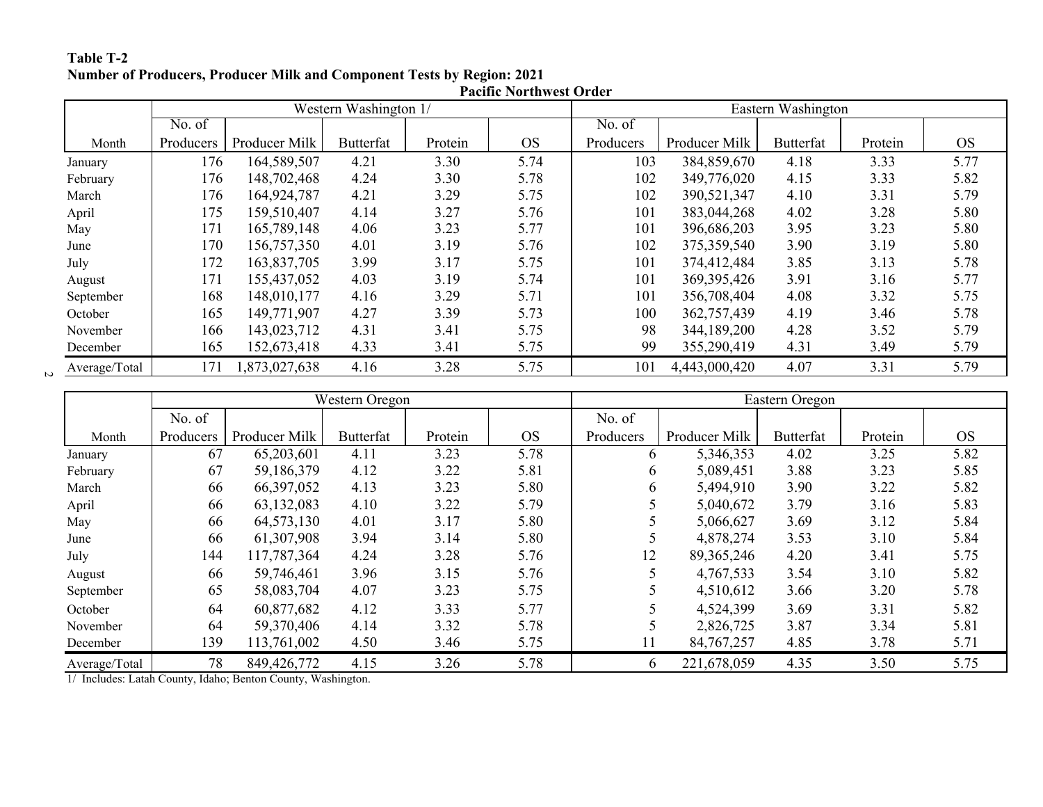**Table T-2**
**Number of Producers, Producer Milk and Component Tests by Region: 2021**

**Pacific Northwest Order**

| | Western Washington 1/ | | | | | Eastern Washington | | | | |
|---|---|---|---|---|---|---|---|---|---|---|
| Month | No. of Producers | Producer Milk | Butterfat | Protein | OS | No. of Producers | Producer Milk | Butterfat | Protein | OS |
| January | 176 | 164,589,507 | 4.21 | 3.30 | 5.74 | 103 | 384,859,670 | 4.18 | 3.33 | 5.77 |
| February | 176 | 148,702,468 | 4.24 | 3.30 | 5.78 | 102 | 349,776,020 | 4.15 | 3.33 | 5.82 |
| March | 176 | 164,924,787 | 4.21 | 3.29 | 5.75 | 102 | 390,521,347 | 4.10 | 3.31 | 5.79 |
| April | 175 | 159,510,407 | 4.14 | 3.27 | 5.76 | 101 | 383,044,268 | 4.02 | 3.28 | 5.80 |
| May | 171 | 165,789,148 | 4.06 | 3.23 | 5.77 | 101 | 396,686,203 | 3.95 | 3.23 | 5.80 |
| June | 170 | 156,757,350 | 4.01 | 3.19 | 5.76 | 102 | 375,359,540 | 3.90 | 3.19 | 5.80 |
| July | 172 | 163,837,705 | 3.99 | 3.17 | 5.75 | 101 | 374,412,484 | 3.85 | 3.13 | 5.78 |
| August | 171 | 155,437,052 | 4.03 | 3.19 | 5.74 | 101 | 369,395,426 | 3.91 | 3.16 | 5.77 |
| September | 168 | 148,010,177 | 4.16 | 3.29 | 5.71 | 101 | 356,708,404 | 4.08 | 3.32 | 5.75 |
| October | 165 | 149,771,907 | 4.27 | 3.39 | 5.73 | 100 | 362,757,439 | 4.19 | 3.46 | 5.78 |
| November | 166 | 143,023,712 | 4.31 | 3.41 | 5.75 | 98 | 344,189,200 | 4.28 | 3.52 | 5.79 |
| December | 165 | 152,673,418 | 4.33 | 3.41 | 5.75 | 99 | 355,290,419 | 4.31 | 3.49 | 5.79 |
| Average/Total | 171 | 1,873,027,638 | 4.16 | 3.28 | 5.75 | 101 | 4,443,000,420 | 4.07 | 3.31 | 5.79 |

| | Western Oregon | | | | | Eastern Oregon | | | | |
|---|---|---|---|---|---|---|---|---|---|---|
| Month | No. of Producers | Producer Milk | Butterfat | Protein | OS | No. of Producers | Producer Milk | Butterfat | Protein | OS |
| January | 67 | 65,203,601 | 4.11 | 3.23 | 5.78 | 6 | 5,346,353 | 4.02 | 3.25 | 5.82 |
| February | 67 | 59,186,379 | 4.12 | 3.22 | 5.81 | 6 | 5,089,451 | 3.88 | 3.23 | 5.85 |
| March | 66 | 66,397,052 | 4.13 | 3.23 | 5.80 | 6 | 5,494,910 | 3.90 | 3.22 | 5.82 |
| April | 66 | 63,132,083 | 4.10 | 3.22 | 5.79 | 5 | 5,040,672 | 3.79 | 3.16 | 5.83 |
| May | 66 | 64,573,130 | 4.01 | 3.17 | 5.80 | 5 | 5,066,627 | 3.69 | 3.12 | 5.84 |
| June | 66 | 61,307,908 | 3.94 | 3.14 | 5.80 | 5 | 4,878,274 | 3.53 | 3.10 | 5.84 |
| July | 144 | 117,787,364 | 4.24 | 3.28 | 5.76 | 12 | 89,365,246 | 4.20 | 3.41 | 5.75 |
| August | 66 | 59,746,461 | 3.96 | 3.15 | 5.76 | 5 | 4,767,533 | 3.54 | 3.10 | 5.82 |
| September | 65 | 58,083,704 | 4.07 | 3.23 | 5.75 | 5 | 4,510,612 | 3.66 | 3.20 | 5.78 |
| October | 64 | 60,877,682 | 4.12 | 3.33 | 5.77 | 5 | 4,524,399 | 3.69 | 3.31 | 5.82 |
| November | 64 | 59,370,406 | 4.14 | 3.32 | 5.78 | 5 | 2,826,725 | 3.87 | 3.34 | 5.81 |
| December | 139 | 113,761,002 | 4.50 | 3.46 | 5.75 | 11 | 84,767,257 | 4.85 | 3.78 | 5.71 |
| Average/Total | 78 | 849,426,772 | 4.15 | 3.26 | 5.78 | 6 | 221,678,059 | 4.35 | 3.50 | 5.75 |

1/ Includes: Latah County, Idaho; Benton County, Washington.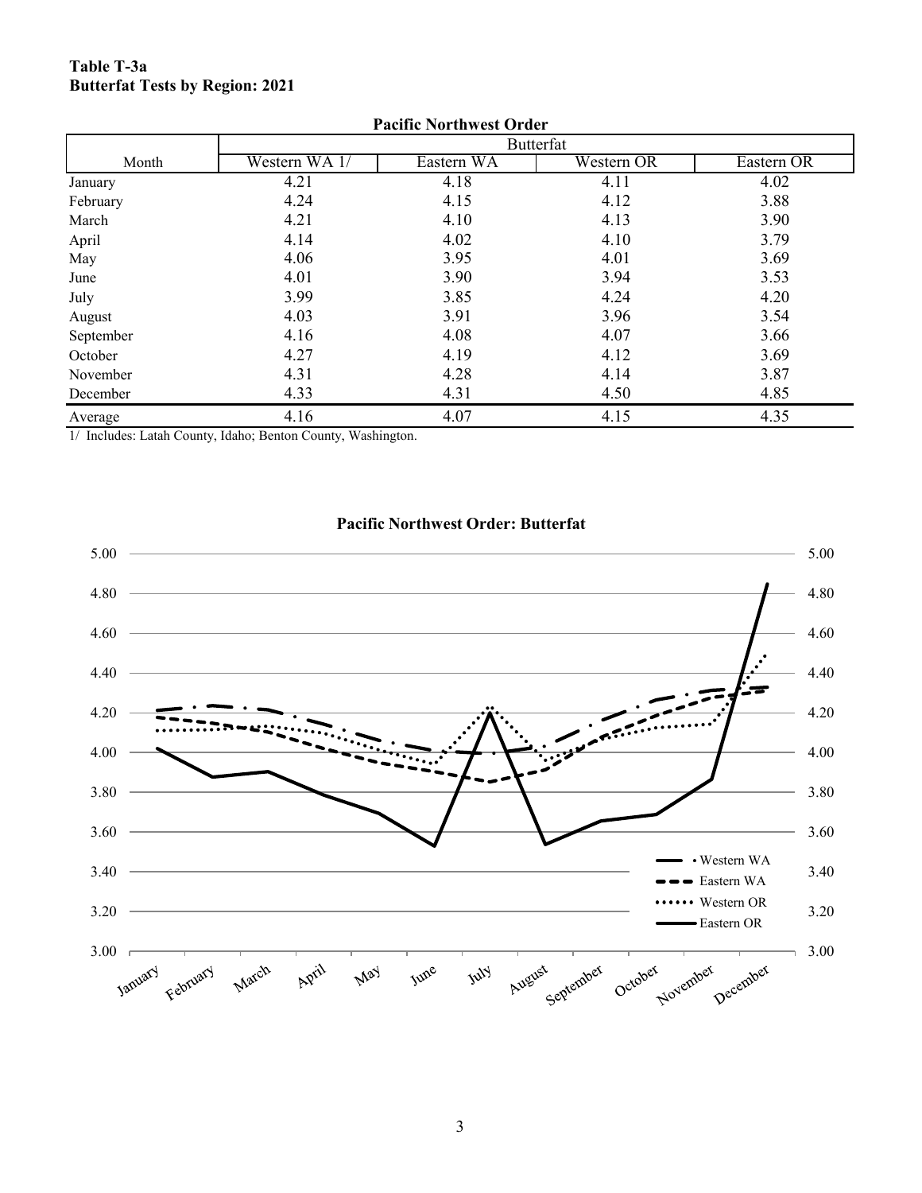**Table T-3a**
**Butterfat Tests by Region: 2021**

| Pacific Northwest Order | | | | |
|---|---|---|---|---|
| | Butterfat | | | |
| Month | Western WA 1/ | Eastern WA | Western OR | Eastern OR |
| January | 4.21 | 4.18 | 4.11 | 4.02 |
| February | 4.24 | 4.15 | 4.12 | 3.88 |
| March | 4.21 | 4.10 | 4.13 | 3.90 |
| April | 4.14 | 4.02 | 4.10 | 3.79 |
| May | 4.06 | 3.95 | 4.01 | 3.69 |
| June | 4.01 | 3.90 | 3.94 | 3.53 |
| July | 3.99 | 3.85 | 4.24 | 4.20 |
| August | 4.03 | 3.91 | 3.96 | 3.54 |
| September | 4.16 | 4.08 | 4.07 | 3.66 |
| October | 4.27 | 4.19 | 4.12 | 3.69 |
| November | 4.31 | 4.28 | 4.14 | 3.87 |
| December | 4.33 | 4.31 | 4.50 | 4.85 |
| Average | 4.16 | 4.07 | 4.15 | 4.35 |

1/ Includes: Latah County, Idaho; Benton County, Washington.

**Pacific Northwest Order: Butterfat**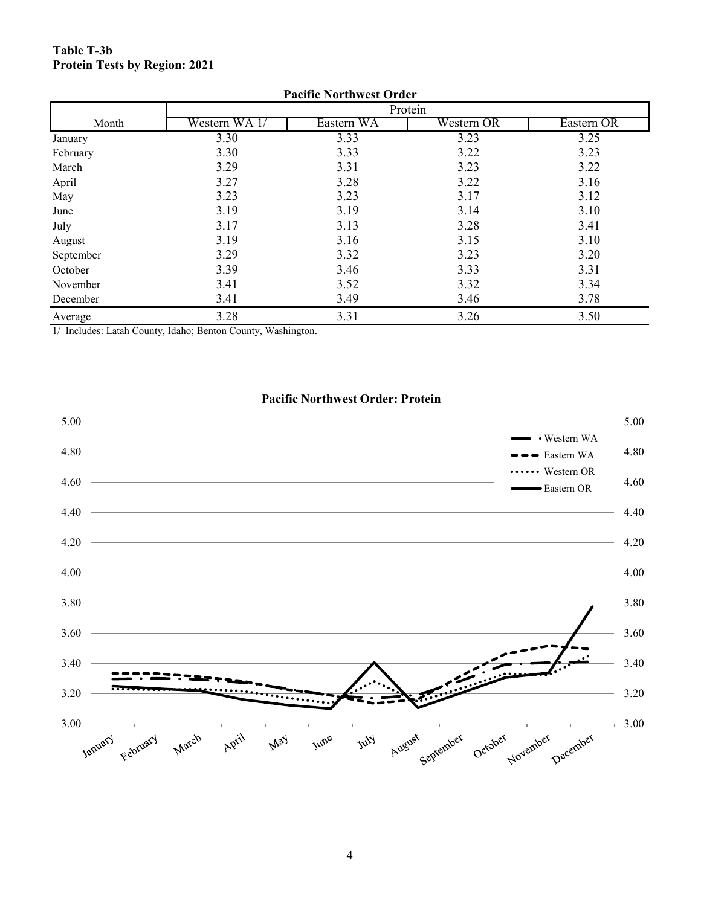**Table T-3b**
**Protein Tests by Region: 2021**

**Pacific Northwest Order**

| Month | Protein | | | |
|---|---|---|---|---|
| | Western WA 1/ | Eastern WA | Western OR | Eastern OR |
| January | 3.30 | 3.33 | 3.23 | 3.25 |
| February | 3.30 | 3.33 | 3.22 | 3.23 |
| March | 3.29 | 3.31 | 3.23 | 3.22 |
| April | 3.27 | 3.28 | 3.22 | 3.16 |
| May | 3.23 | 3.23 | 3.17 | 3.12 |
| June | 3.19 | 3.19 | 3.14 | 3.10 |
| July | 3.17 | 3.13 | 3.28 | 3.41 |
| August | 3.19 | 3.16 | 3.15 | 3.10 |
| September | 3.29 | 3.32 | 3.23 | 3.20 |
| October | 3.39 | 3.46 | 3.33 | 3.31 |
| November | 3.41 | 3.52 | 3.32 | 3.34 |
| December | 3.41 | 3.49 | 3.46 | 3.78 |
| Average | 3.28 | 3.31 | 3.26 | 3.50 |

1/ Includes: Latah County, Idaho; Benton County, Washington.

**Pacific Northwest Order: Protein**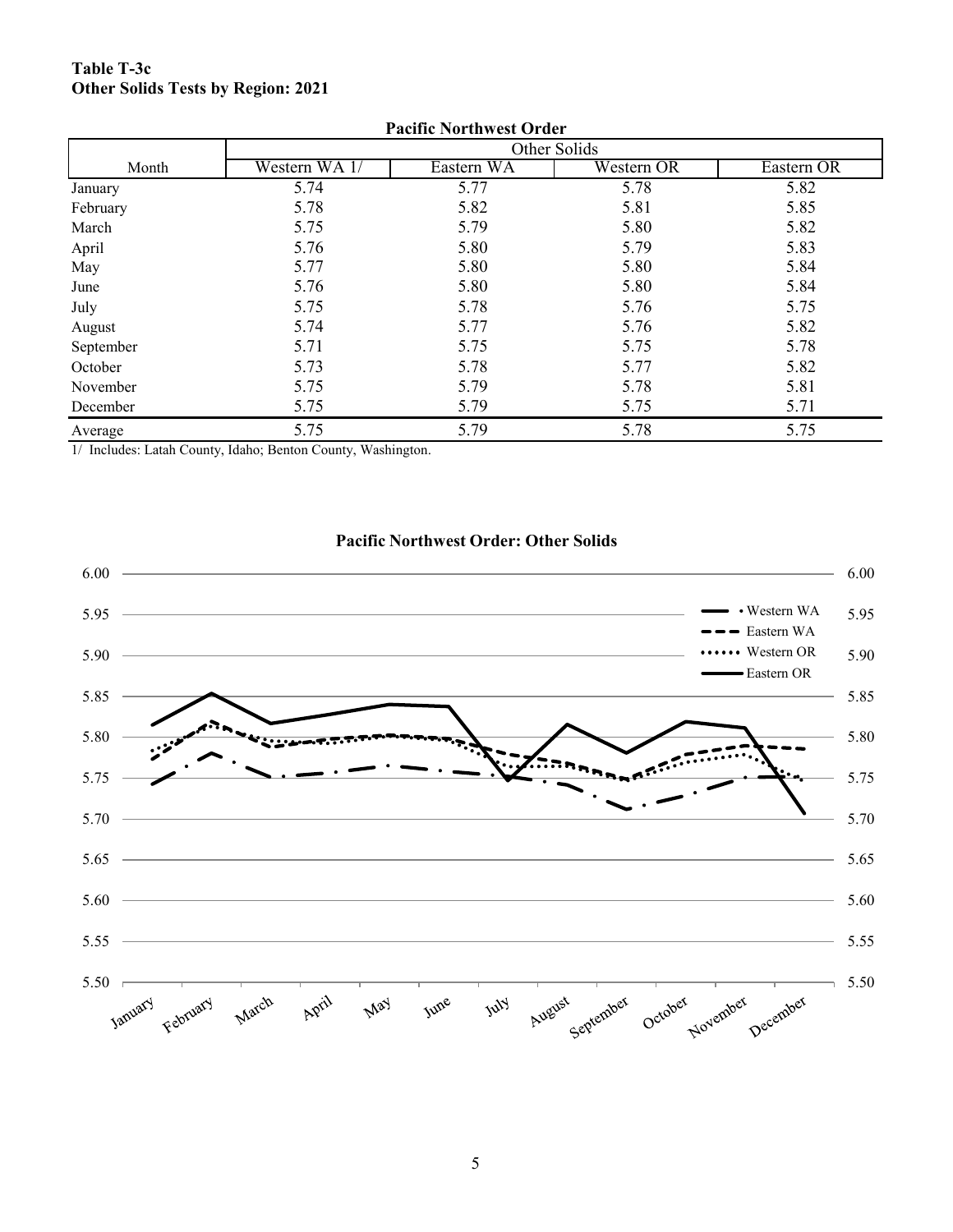**Table T-3c**
**Other Solids Tests by Region: 2021**

| | Pacific Northwest Order | | | |
|---|---|---|---|---|
| | Other Solids | | | |
| Month | Western WA 1/ | Eastern WA | Western OR | Eastern OR |
| January | 5.74 | 5.77 | 5.78 | 5.82 |
| February | 5.78 | 5.82 | 5.81 | 5.85 |
| March | 5.75 | 5.79 | 5.80 | 5.82 |
| April | 5.76 | 5.80 | 5.79 | 5.83 |
| May | 5.77 | 5.80 | 5.80 | 5.84 |
| June | 5.76 | 5.80 | 5.80 | 5.84 |
| July | 5.75 | 5.78 | 5.76 | 5.75 |
| August | 5.74 | 5.77 | 5.76 | 5.82 |
| September | 5.71 | 5.75 | 5.75 | 5.78 |
| October | 5.73 | 5.78 | 5.77 | 5.82 |
| November | 5.75 | 5.79 | 5.78 | 5.81 |
| December | 5.75 | 5.79 | 5.75 | 5.71 |
| Average | 5.75 | 5.79 | 5.78 | 5.75 |

1/ Includes: Latah County, Idaho; Benton County, Washington.

**Pacific Northwest Order: Other Solids**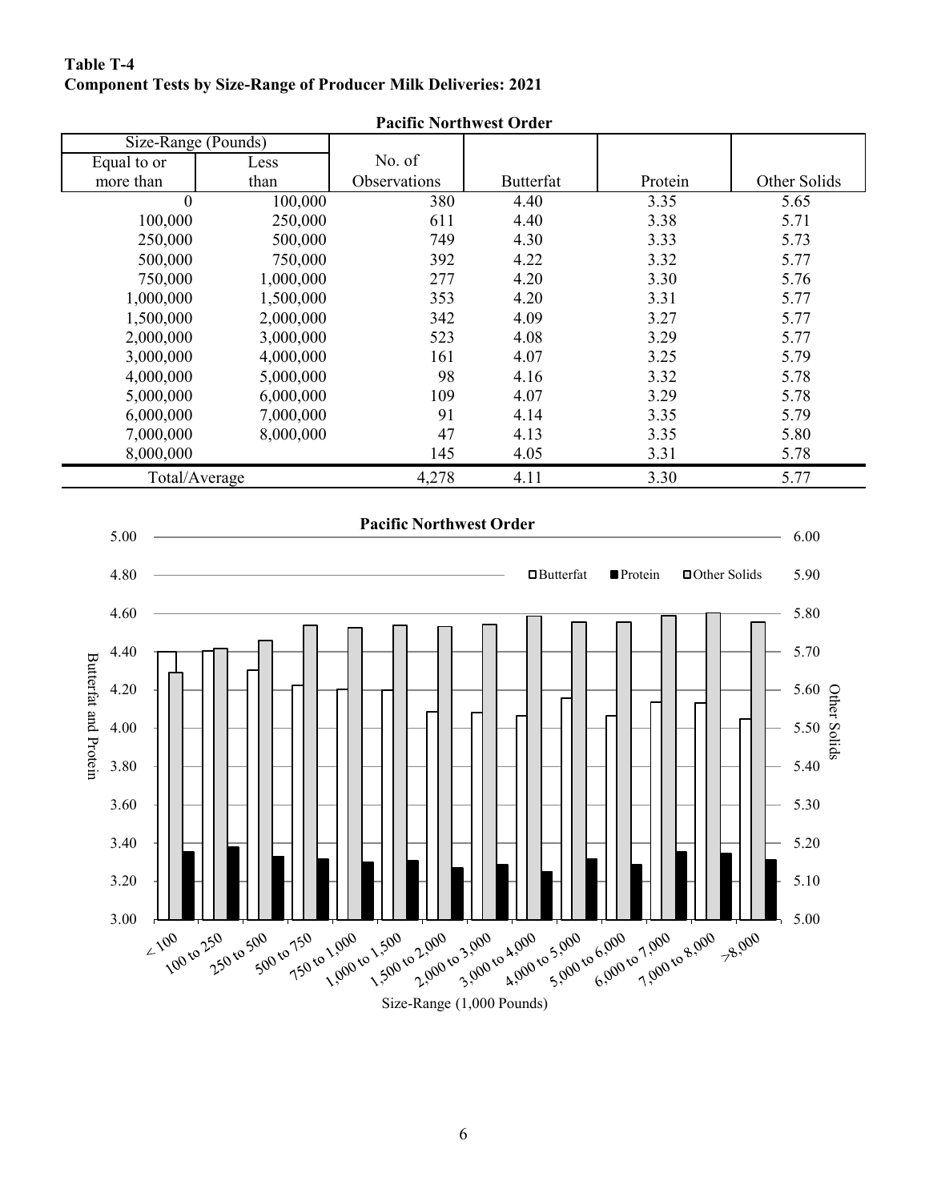**Table T-4**
**Component Tests by Size-Range of Producer Milk Deliveries: 2021**

**Pacific Northwest Order**

| Size-Range (Pounds) | | | | | |
|---|---|---|---|---|---|
| Equal to or more than | Less than | No. of Observations | Butterfat | Protein | Other Solids |
| 0 | 100,000 | 380 | 4.40 | 3.35 | 5.65 |
| 100,000 | 250,000 | 611 | 4.40 | 3.38 | 5.71 |
| 250,000 | 500,000 | 749 | 4.30 | 3.33 | 5.73 |
| 500,000 | 750,000 | 392 | 4.22 | 3.32 | 5.77 |
| 750,000 | 1,000,000 | 277 | 4.20 | 3.30 | 5.76 |
| 1,000,000 | 1,500,000 | 353 | 4.20 | 3.31 | 5.77 |
| 1,500,000 | 2,000,000 | 342 | 4.09 | 3.27 | 5.77 |
| 2,000,000 | 3,000,000 | 523 | 4.08 | 3.29 | 5.77 |
| 3,000,000 | 4,000,000 | 161 | 4.07 | 3.25 | 5.79 |
| 4,000,000 | 5,000,000 | 98 | 4.16 | 3.32 | 5.78 |
| 5,000,000 | 6,000,000 | 109 | 4.07 | 3.29 | 5.78 |
| 6,000,000 | 7,000,000 | 91 | 4.14 | 3.35 | 5.79 |
| 7,000,000 | 8,000,000 | 47 | 4.13 | 3.35 | 5.80 |
| 8,000,000 | | 145 | 4.05 | 3.31 | 5.78 |
| Total/Average | | 4,278 | 4.11 | 3.30 | 5.77 |

**Pacific Northwest Order**

| Size-Range (1,000 Pounds) | Butterfat | Protein | Other Solids |
|---|---|---|---|
| < 100 | 4.40 | 3.35 | 5.65 |
| 100 to 250 | 4.40 | 3.38 | 5.71 |
| 250 to 500 | 4.30 | 3.33 | 5.73 |
| 500 to 750 | 4.22 | 3.32 | 5.77 |
| 750 to 1,000 | 4.20 | 3.30 | 5.76 |
| 1,000 to 1,500 | 4.20 | 3.31 | 5.77 |
| 1,500 to 2,000 | 4.09 | 3.27 | 5.77 |
| 2,000 to 3,000 | 4.08 | 3.29 | 5.77 |
| 3,000 to 4,000 | 4.07 | 3.25 | 5.79 |
| 4,000 to 5,000 | 4.16 | 3.32 | 5.78 |
| 5,000 to 6,000 | 4.07 | 3.29 | 5.78 |
| 6,000 to 7,000 | 4.14 | 3.35 | 5.79 |
| 7,000 to 8,000 | 4.13 | 3.35 | 5.80 |
| >8,000 | 4.05 | 3.31 | 5.78 |

Butterfat and Protein (left axis, 3.00–5.00); Other Solids (right axis, 5.00–6.00)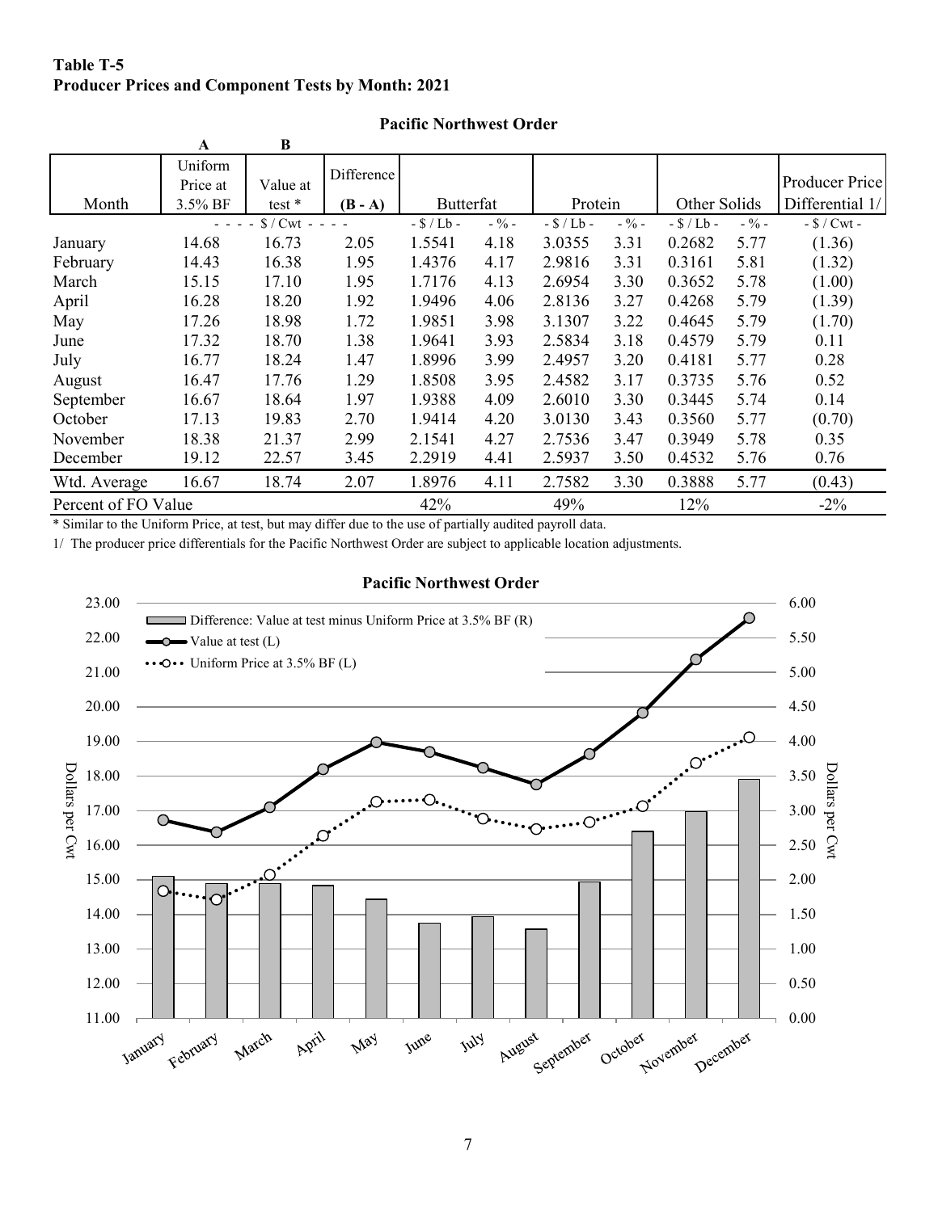**Table T-5**
**Producer Prices and Component Tests by Month: 2021**

**Pacific Northwest Order**

| | A | B | | | | | | | | |
|---|---|---|---|---|---|---|---|---|---|---|
| Month | Uniform Price at 3.5% BF | Value at test * | Difference (B - A) | Butterfat | | Protein | | Other Solids | | Producer Price Differential 1/ |
| | - - - - $ / Cwt - - - - | | | - $ / Lb - | - % - | - $ / Lb - | - % - | - $ / Lb - | - % - | - $ / Cwt - |
| January | 14.68 | 16.73 | 2.05 | 1.5541 | 4.18 | 3.0355 | 3.31 | 0.2682 | 5.77 | (1.36) |
| February | 14.43 | 16.38 | 1.95 | 1.4376 | 4.17 | 2.9816 | 3.31 | 0.3161 | 5.81 | (1.32) |
| March | 15.15 | 17.10 | 1.95 | 1.7176 | 4.13 | 2.6954 | 3.30 | 0.3652 | 5.78 | (1.00) |
| April | 16.28 | 18.20 | 1.92 | 1.9496 | 4.06 | 2.8136 | 3.27 | 0.4268 | 5.79 | (1.39) |
| May | 17.26 | 18.98 | 1.72 | 1.9851 | 3.98 | 3.1307 | 3.22 | 0.4645 | 5.79 | (1.70) |
| June | 17.32 | 18.70 | 1.38 | 1.9641 | 3.93 | 2.5834 | 3.18 | 0.4579 | 5.79 | 0.11 |
| July | 16.77 | 18.24 | 1.47 | 1.8996 | 3.99 | 2.4957 | 3.20 | 0.4181 | 5.77 | 0.28 |
| August | 16.47 | 17.76 | 1.29 | 1.8508 | 3.95 | 2.4582 | 3.17 | 0.3735 | 5.76 | 0.52 |
| September | 16.67 | 18.64 | 1.97 | 1.9388 | 4.09 | 2.6010 | 3.30 | 0.3445 | 5.74 | 0.14 |
| October | 17.13 | 19.83 | 2.70 | 1.9414 | 4.20 | 3.0130 | 3.43 | 0.3560 | 5.77 | (0.70) |
| November | 18.38 | 21.37 | 2.99 | 2.1541 | 4.27 | 2.7536 | 3.47 | 0.3949 | 5.78 | 0.35 |
| December | 19.12 | 22.57 | 3.45 | 2.2919 | 4.41 | 2.5937 | 3.50 | 0.4532 | 5.76 | 0.76 |
| Wtd. Average | 16.67 | 18.74 | 2.07 | 1.8976 | 4.11 | 2.7582 | 3.30 | 0.3888 | 5.77 | (0.43) |
| Percent of FO Value | | | | 42% | | 49% | | 12% | | -2% |

\* Similar to the Uniform Price, at test, but may differ due to the use of partially audited payroll data.

1/ The producer price differentials for the Pacific Northwest Order are subject to applicable location adjustments.

**Pacific Northwest Order**

Legend: Difference: Value at test minus Uniform Price at 3.5% BF (R); Value at test (L); Uniform Price at 3.5% BF (L)

Left axis: Dollars per Cwt (11.00–23.00); Right axis: Dollars per Cwt (0.00–6.00)

January, February, March, April, May, June, July, August, September, October, November, December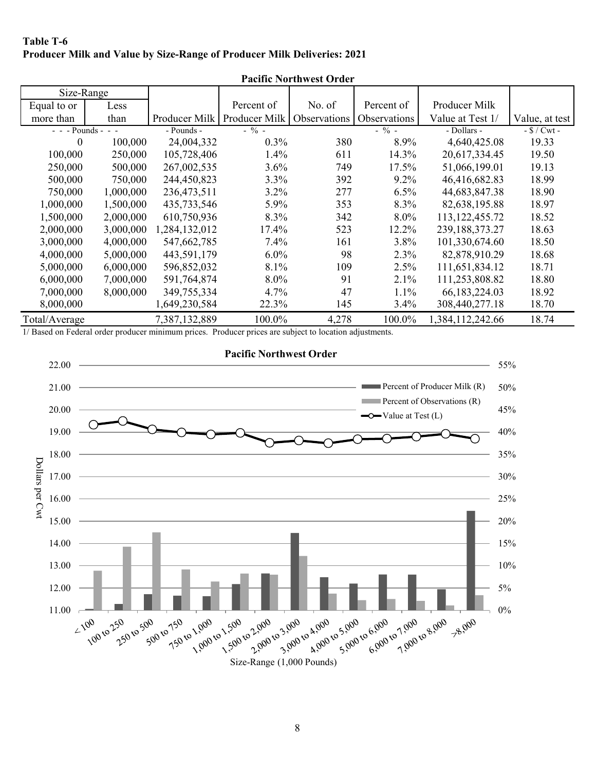**Table T-6**
**Producer Milk and Value by Size-Range of Producer Milk Deliveries: 2021**

**Pacific Northwest Order**

| Size-Range | | | | | | | |
|---|---|---|---|---|---|---|---|
| Equal to or more than | Less than | Producer Milk | Percent of Producer Milk | No. of Observations | Percent of Observations | Producer Milk Value at Test 1/ | Value, at test |
| - - - Pounds - - - | | - Pounds - | - % - | | - % - | - Dollars - | - $ / Cwt - |
| 0 | 100,000 | 24,004,332 | 0.3% | 380 | 8.9% | 4,640,425.08 | 19.33 |
| 100,000 | 250,000 | 105,728,406 | 1.4% | 611 | 14.3% | 20,617,334.45 | 19.50 |
| 250,000 | 500,000 | 267,002,535 | 3.6% | 749 | 17.5% | 51,066,199.01 | 19.13 |
| 500,000 | 750,000 | 244,450,823 | 3.3% | 392 | 9.2% | 46,416,682.83 | 18.99 |
| 750,000 | 1,000,000 | 236,473,511 | 3.2% | 277 | 6.5% | 44,683,847.38 | 18.90 |
| 1,000,000 | 1,500,000 | 435,733,546 | 5.9% | 353 | 8.3% | 82,638,195.88 | 18.97 |
| 1,500,000 | 2,000,000 | 610,750,936 | 8.3% | 342 | 8.0% | 113,122,455.72 | 18.52 |
| 2,000,000 | 3,000,000 | 1,284,132,012 | 17.4% | 523 | 12.2% | 239,188,373.27 | 18.63 |
| 3,000,000 | 4,000,000 | 547,662,785 | 7.4% | 161 | 3.8% | 101,330,674.60 | 18.50 |
| 4,000,000 | 5,000,000 | 443,591,179 | 6.0% | 98 | 2.3% | 82,878,910.29 | 18.68 |
| 5,000,000 | 6,000,000 | 596,852,032 | 8.1% | 109 | 2.5% | 111,651,834.12 | 18.71 |
| 6,000,000 | 7,000,000 | 591,764,874 | 8.0% | 91 | 2.1% | 111,253,808.82 | 18.80 |
| 7,000,000 | 8,000,000 | 349,755,334 | 4.7% | 47 | 1.1% | 66,183,224.03 | 18.92 |
| 8,000,000 | | 1,649,230,584 | 22.3% | 145 | 3.4% | 308,440,277.18 | 18.70 |
| Total/Average | | 7,387,132,889 | 100.0% | 4,278 | 100.0% | 1,384,112,242.66 | 18.74 |

1/ Based on Federal order producer minimum prices. Producer prices are subject to location adjustments.

**Pacific Northwest Order**

Percent of Producer Milk (R)
Percent of Observations (R)
Value at Test (L)

Dollars per Cwt

Size-Range (1,000 Pounds)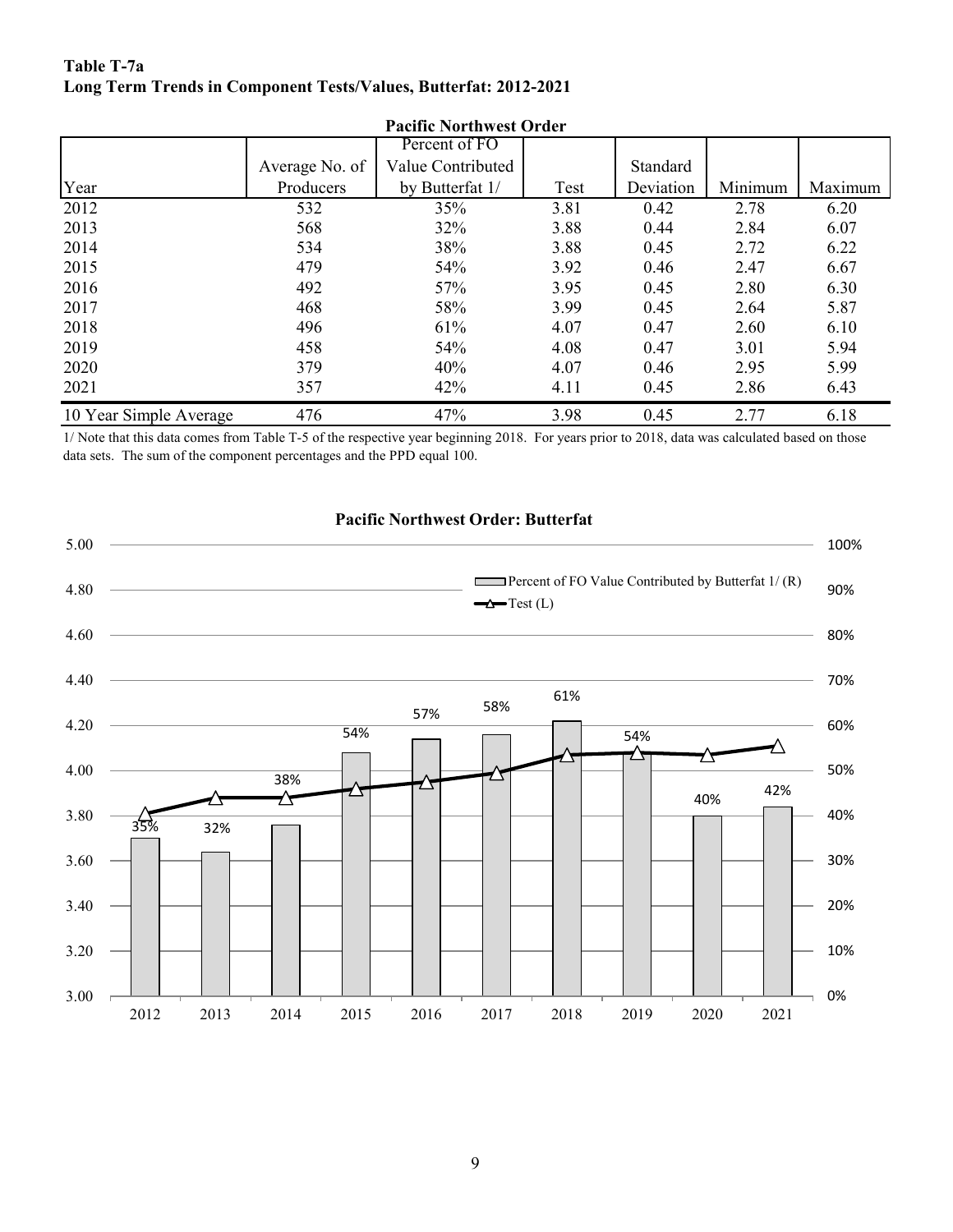**Table T-7a**
**Long Term Trends in Component Tests/Values, Butterfat: 2012-2021**

| Pacific Northwest Order | | | | | | |
|---|---|---|---|---|---|---|
| Year | Average No. of Producers | Percent of FO Value Contributed by Butterfat 1/ | Test | Standard Deviation | Minimum | Maximum |
| 2012 | 532 | 35% | 3.81 | 0.42 | 2.78 | 6.20 |
| 2013 | 568 | 32% | 3.88 | 0.44 | 2.84 | 6.07 |
| 2014 | 534 | 38% | 3.88 | 0.45 | 2.72 | 6.22 |
| 2015 | 479 | 54% | 3.92 | 0.46 | 2.47 | 6.67 |
| 2016 | 492 | 57% | 3.95 | 0.45 | 2.80 | 6.30 |
| 2017 | 468 | 58% | 3.99 | 0.45 | 2.64 | 5.87 |
| 2018 | 496 | 61% | 4.07 | 0.47 | 2.60 | 6.10 |
| 2019 | 458 | 54% | 4.08 | 0.47 | 3.01 | 5.94 |
| 2020 | 379 | 40% | 4.07 | 0.46 | 2.95 | 5.99 |
| 2021 | 357 | 42% | 4.11 | 0.45 | 2.86 | 6.43 |
| 10 Year Simple Average | 476 | 47% | 3.98 | 0.45 | 2.77 | 6.18 |

1/ Note that this data comes from Table T-5 of the respective year beginning 2018. For years prior to 2018, data was calculated based on those data sets. The sum of the component percentages and the PPD equal 100.

**Pacific Northwest Order: Butterfat**

| Year | Percent of FO Value Contributed by Butterfat 1/ (R) | Test (L) |
|---|---|---|
| 2012 | 35% | 3.81 |
| 2013 | 32% | 3.88 |
| 2014 | 38% | 3.88 |
| 2015 | 54% | 3.92 |
| 2016 | 57% | 3.95 |
| 2017 | 58% | 3.99 |
| 2018 | 61% | 4.07 |
| 2019 | 54% | 4.08 |
| 2020 | 40% | 4.07 |
| 2021 | 42% | 4.11 |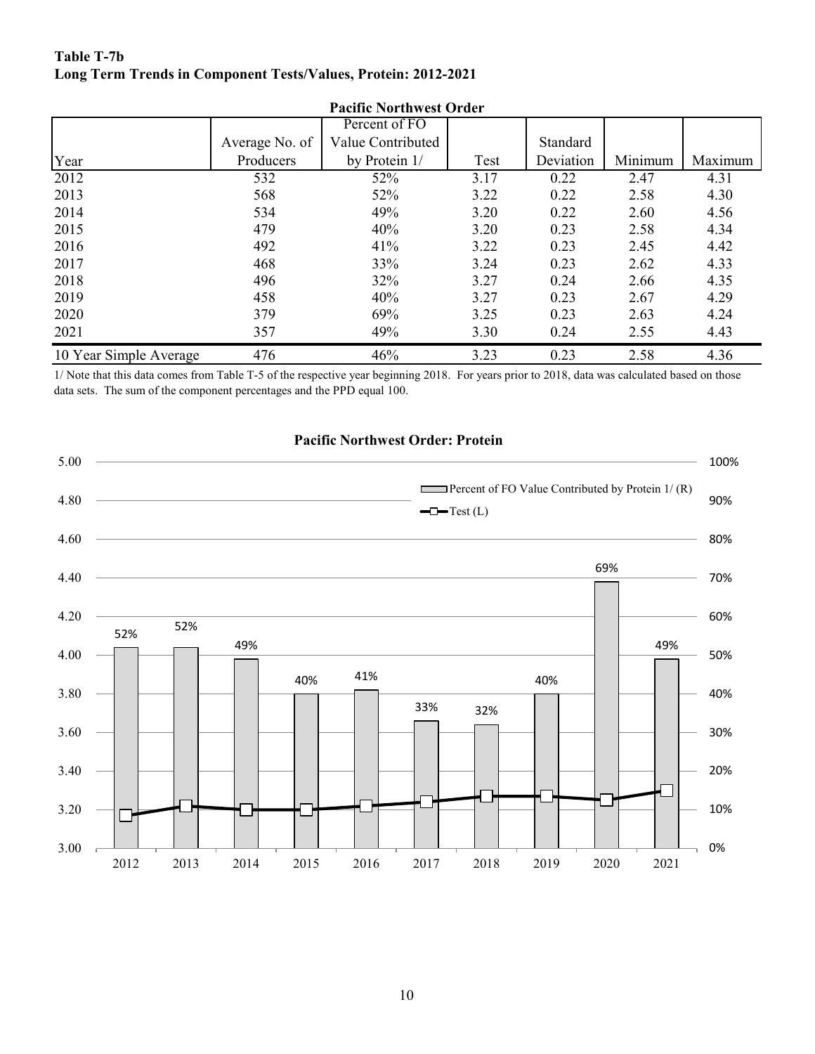**Table T-7b**
**Long Term Trends in Component Tests/Values, Protein: 2012-2021**

**Pacific Northwest Order**

| Year | Average No. of Producers | Percent of FO Value Contributed by Protein 1/ | Test | Standard Deviation | Minimum | Maximum |
|---|---|---|---|---|---|---|
| 2012 | 532 | 52% | 3.17 | 0.22 | 2.47 | 4.31 |
| 2013 | 568 | 52% | 3.22 | 0.22 | 2.58 | 4.30 |
| 2014 | 534 | 49% | 3.20 | 0.22 | 2.60 | 4.56 |
| 2015 | 479 | 40% | 3.20 | 0.23 | 2.58 | 4.34 |
| 2016 | 492 | 41% | 3.22 | 0.23 | 2.45 | 4.42 |
| 2017 | 468 | 33% | 3.24 | 0.23 | 2.62 | 4.33 |
| 2018 | 496 | 32% | 3.27 | 0.24 | 2.66 | 4.35 |
| 2019 | 458 | 40% | 3.27 | 0.23 | 2.67 | 4.29 |
| 2020 | 379 | 69% | 3.25 | 0.23 | 2.63 | 4.24 |
| 2021 | 357 | 49% | 3.30 | 0.24 | 2.55 | 4.43 |
| 10 Year Simple Average | 476 | 46% | 3.23 | 0.23 | 2.58 | 4.36 |

1/ Note that this data comes from Table T-5 of the respective year beginning 2018. For years prior to 2018, data was calculated based on those data sets. The sum of the component percentages and the PPD equal 100.

**Pacific Northwest Order: Protein**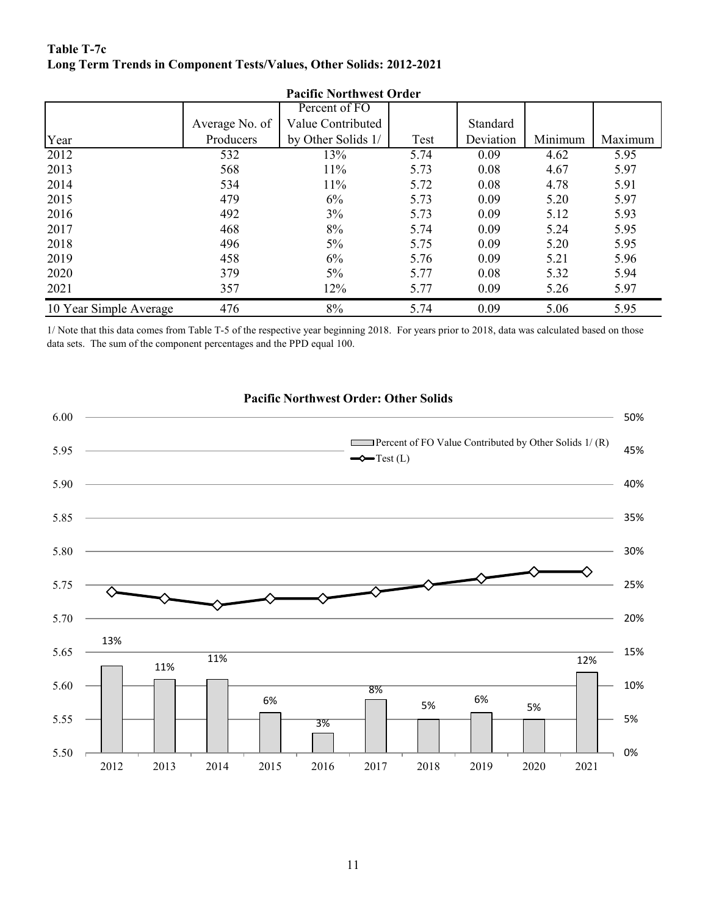**Table T-7c**
**Long Term Trends in Component Tests/Values, Other Solids: 2012-2021**

**Pacific Northwest Order**

| Year | Average No. of Producers | Percent of FO Value Contributed by Other Solids 1/ | Test | Standard Deviation | Minimum | Maximum |
|---|---|---|---|---|---|---|
| 2012 | 532 | 13% | 5.74 | 0.09 | 4.62 | 5.95 |
| 2013 | 568 | 11% | 5.73 | 0.08 | 4.67 | 5.97 |
| 2014 | 534 | 11% | 5.72 | 0.08 | 4.78 | 5.91 |
| 2015 | 479 | 6% | 5.73 | 0.09 | 5.20 | 5.97 |
| 2016 | 492 | 3% | 5.73 | 0.09 | 5.12 | 5.93 |
| 2017 | 468 | 8% | 5.74 | 0.09 | 5.24 | 5.95 |
| 2018 | 496 | 5% | 5.75 | 0.09 | 5.20 | 5.95 |
| 2019 | 458 | 6% | 5.76 | 0.09 | 5.21 | 5.96 |
| 2020 | 379 | 5% | 5.77 | 0.08 | 5.32 | 5.94 |
| 2021 | 357 | 12% | 5.77 | 0.09 | 5.26 | 5.97 |
| 10 Year Simple Average | 476 | 8% | 5.74 | 0.09 | 5.06 | 5.95 |

1/ Note that this data comes from Table T-5 of the respective year beginning 2018. For years prior to 2018, data was calculated based on those data sets. The sum of the component percentages and the PPD equal 100.

**Pacific Northwest Order: Other Solids**

| Year | Percent of FO Value Contributed by Other Solids 1/ (R) | Test (L) |
|---|---|---|
| 2012 | 13% | 5.74 |
| 2013 | 11% | 5.73 |
| 2014 | 11% | 5.72 |
| 2015 | 6% | 5.73 |
| 2016 | 3% | 5.73 |
| 2017 | 8% | 5.74 |
| 2018 | 5% | 5.75 |
| 2019 | 6% | 5.76 |
| 2020 | 5% | 5.77 |
| 2021 | 12% | 5.77 |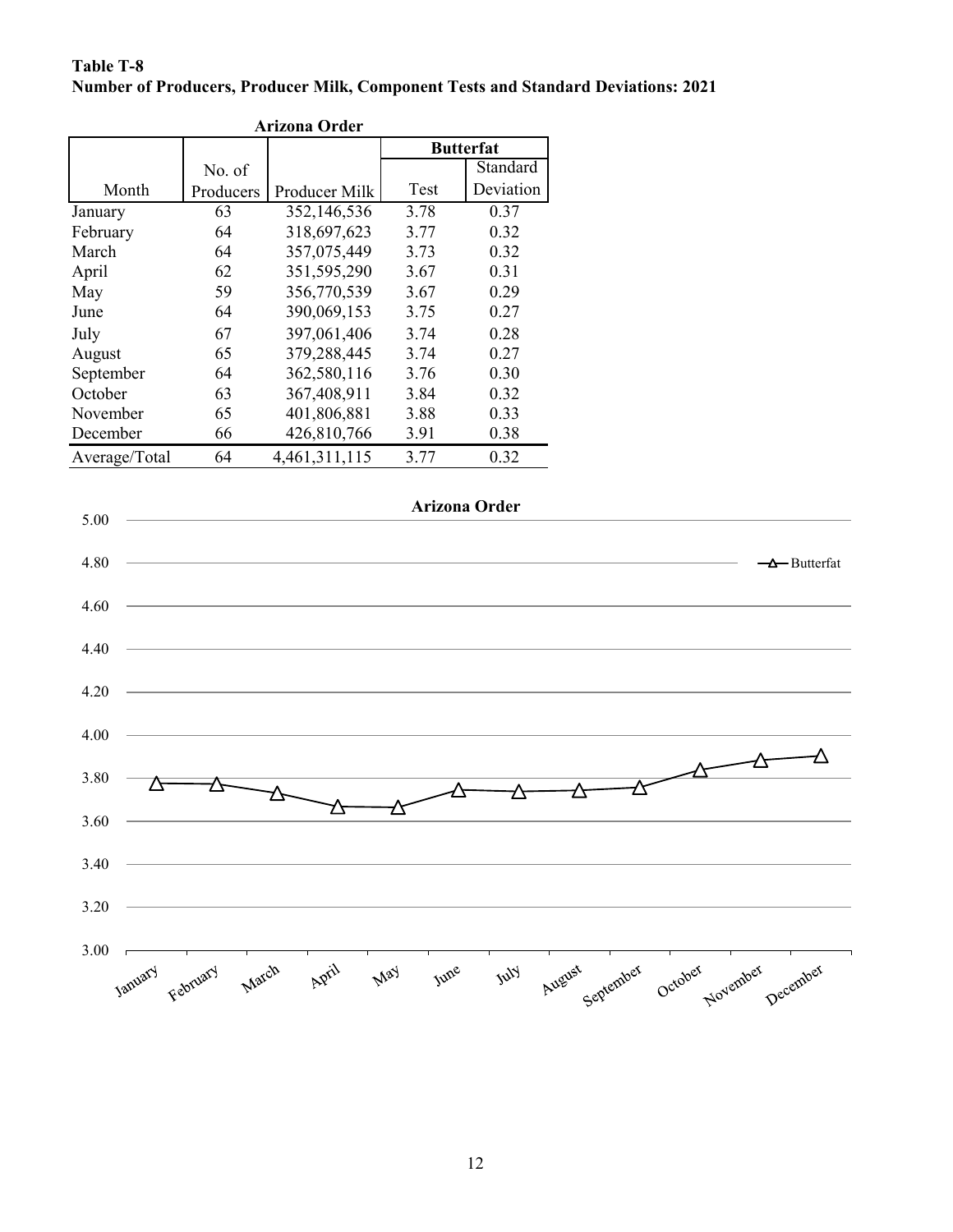**Table T-8**
**Number of Producers, Producer Milk, Component Tests and Standard Deviations: 2021**

**Arizona Order**

| Month | No. of Producers | Producer Milk | Butterfat | |
|---|---|---|---|---|
| | | | Test | Standard Deviation |
| January | 63 | 352,146,536 | 3.78 | 0.37 |
| February | 64 | 318,697,623 | 3.77 | 0.32 |
| March | 64 | 357,075,449 | 3.73 | 0.32 |
| April | 62 | 351,595,290 | 3.67 | 0.31 |
| May | 59 | 356,770,539 | 3.67 | 0.29 |
| June | 64 | 390,069,153 | 3.75 | 0.27 |
| July | 67 | 397,061,406 | 3.74 | 0.28 |
| August | 65 | 379,288,445 | 3.74 | 0.27 |
| September | 64 | 362,580,116 | 3.76 | 0.30 |
| October | 63 | 367,408,911 | 3.84 | 0.32 |
| November | 65 | 401,806,881 | 3.88 | 0.33 |
| December | 66 | 426,810,766 | 3.91 | 0.38 |
| Average/Total | 64 | 4,461,311,115 | 3.77 | 0.32 |

**Arizona Order**

| Month | Butterfat |
|---|---|
| January | 3.78 |
| February | 3.77 |
| March | 3.73 |
| April | 3.67 |
| May | 3.67 |
| June | 3.75 |
| July | 3.74 |
| August | 3.74 |
| September | 3.76 |
| October | 3.84 |
| November | 3.88 |
| December | 3.91 |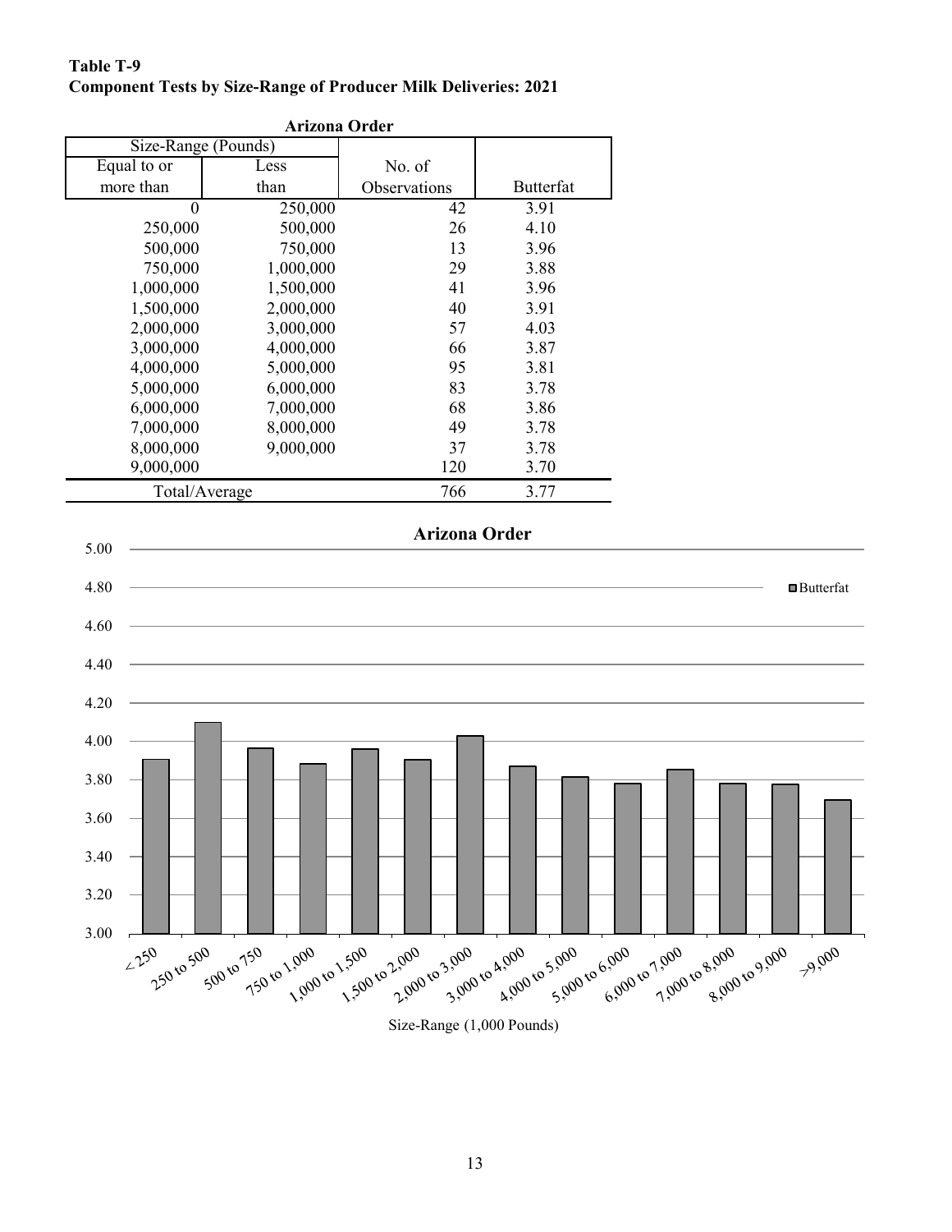**Table T-9**
**Component Tests by Size-Range of Producer Milk Deliveries: 2021**

**Arizona Order**

| Size-Range (Pounds) | | | |
|---|---|---|---|
| Equal to or more than | Less than | No. of Observations | Butterfat |
| 0 | 250,000 | 42 | 3.91 |
| 250,000 | 500,000 | 26 | 4.10 |
| 500,000 | 750,000 | 13 | 3.96 |
| 750,000 | 1,000,000 | 29 | 3.88 |
| 1,000,000 | 1,500,000 | 41 | 3.96 |
| 1,500,000 | 2,000,000 | 40 | 3.91 |
| 2,000,000 | 3,000,000 | 57 | 4.03 |
| 3,000,000 | 4,000,000 | 66 | 3.87 |
| 4,000,000 | 5,000,000 | 95 | 3.81 |
| 5,000,000 | 6,000,000 | 83 | 3.78 |
| 6,000,000 | 7,000,000 | 68 | 3.86 |
| 7,000,000 | 8,000,000 | 49 | 3.78 |
| 8,000,000 | 9,000,000 | 37 | 3.78 |
| 9,000,000 | | 120 | 3.70 |
| Total/Average | | 766 | 3.77 |

**Arizona Order**

| Size-Range (1,000 Pounds) | Butterfat |
|---|---|
| <250 | 3.91 |
| 250 to 500 | 4.10 |
| 500 to 750 | 3.96 |
| 750 to 1,000 | 3.88 |
| 1,000 to 1,500 | 3.96 |
| 1,500 to 2,000 | 3.91 |
| 2,000 to 3,000 | 4.03 |
| 3,000 to 4,000 | 3.87 |
| 4,000 to 5,000 | 3.81 |
| 5,000 to 6,000 | 3.78 |
| 6,000 to 7,000 | 3.86 |
| 7,000 to 8,000 | 3.78 |
| 8,000 to 9,000 | 3.78 |
| >9,000 | 3.70 |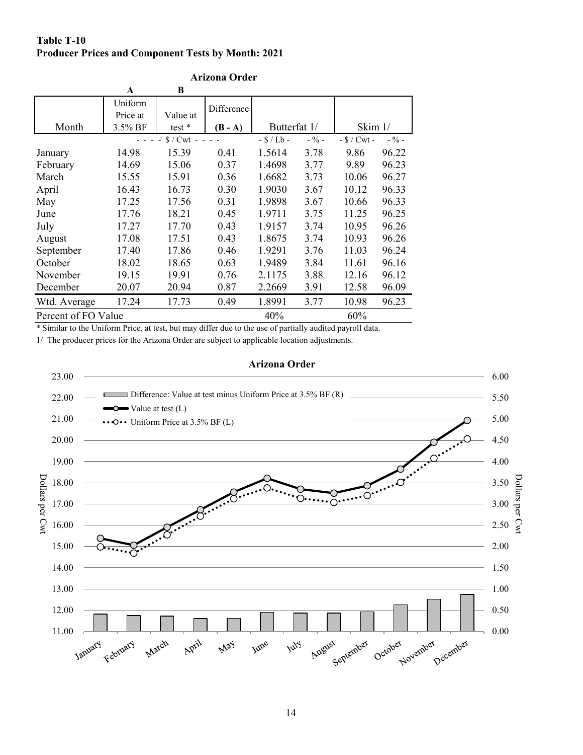**Table T-10**
**Producer Prices and Component Tests by Month: 2021**

**Arizona Order**

| | A | B | | | | | |
|---|---|---|---|---|---|---|---|
| Month | Uniform Price at 3.5% BF | Value at test * | Difference (B - A) | Butterfat 1/ | | Skim 1/ | |
| | - - - - $ / Cwt - - - - | | | - $ / Lb - | - % - | - $ / Cwt - | - % - |
| January | 14.98 | 15.39 | 0.41 | 1.5614 | 3.78 | 9.86 | 96.22 |
| February | 14.69 | 15.06 | 0.37 | 1.4698 | 3.77 | 9.89 | 96.23 |
| March | 15.55 | 15.91 | 0.36 | 1.6682 | 3.73 | 10.06 | 96.27 |
| April | 16.43 | 16.73 | 0.30 | 1.9030 | 3.67 | 10.12 | 96.33 |
| May | 17.25 | 17.56 | 0.31 | 1.9898 | 3.67 | 10.66 | 96.33 |
| June | 17.76 | 18.21 | 0.45 | 1.9711 | 3.75 | 11.25 | 96.25 |
| July | 17.27 | 17.70 | 0.43 | 1.9157 | 3.74 | 10.95 | 96.26 |
| August | 17.08 | 17.51 | 0.43 | 1.8675 | 3.74 | 10.93 | 96.26 |
| September | 17.40 | 17.86 | 0.46 | 1.9291 | 3.76 | 11.03 | 96.24 |
| October | 18.02 | 18.65 | 0.63 | 1.9489 | 3.84 | 11.61 | 96.16 |
| November | 19.15 | 19.91 | 0.76 | 2.1175 | 3.88 | 12.16 | 96.12 |
| December | 20.07 | 20.94 | 0.87 | 2.2669 | 3.91 | 12.58 | 96.09 |
| Wtd. Average | 17.24 | 17.73 | 0.49 | 1.8991 | 3.77 | 10.98 | 96.23 |
| Percent of FO Value | | | | 40% | | 60% | |

\* Similar to the Uniform Price, at test, but may differ due to the use of partially audited payroll data.

1/ The producer prices for the Arizona Order are subject to applicable location adjustments.

**Arizona Order**

Legend: Difference: Value at test minus Uniform Price at 3.5% BF (R); Value at test (L); Uniform Price at 3.5% BF (L)

Dollars per Cwt (left axis: 11.00–23.00); Dollars per Cwt (right axis: 0.00–6.00)

January, February, March, April, May, June, July, August, September, October, November, December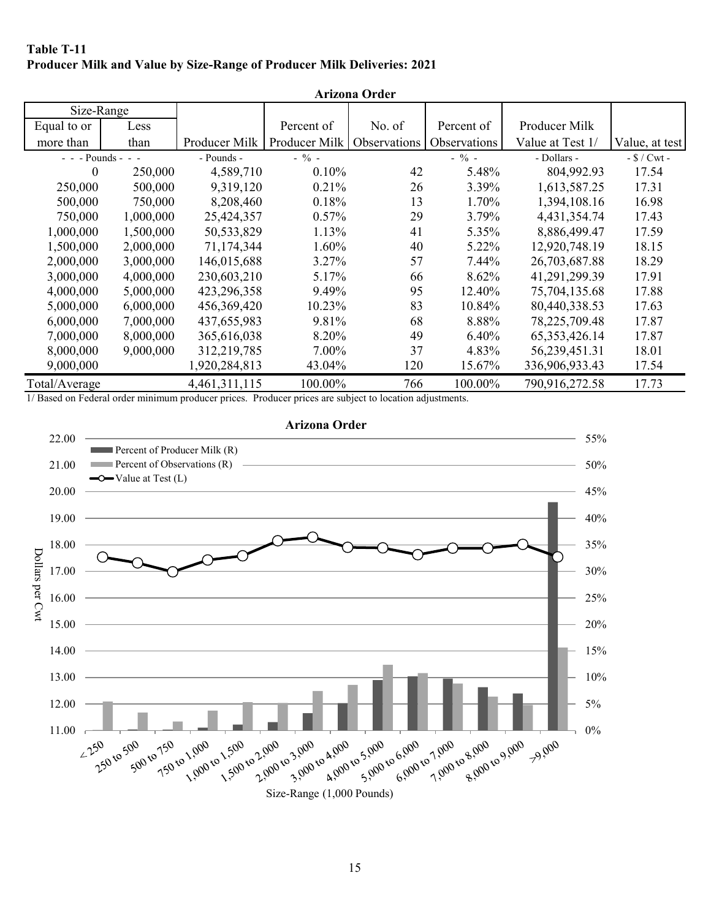**Table T-11**
**Producer Milk and Value by Size-Range of Producer Milk Deliveries: 2021**

**Arizona Order**

| Size-Range | | | | | | | |
|---|---|---|---|---|---|---|---|
| Equal to or more than | Less than | Producer Milk | Percent of Producer Milk | No. of Observations | Percent of Observations | Producer Milk Value at Test 1/ | Value, at test |
| - - - Pounds - - - | | - Pounds - | - % - | | - % - | - Dollars - | - $ / Cwt - |
| 0 | 250,000 | 4,589,710 | 0.10% | 42 | 5.48% | 804,992.93 | 17.54 |
| 250,000 | 500,000 | 9,319,120 | 0.21% | 26 | 3.39% | 1,613,587.25 | 17.31 |
| 500,000 | 750,000 | 8,208,460 | 0.18% | 13 | 1.70% | 1,394,108.16 | 16.98 |
| 750,000 | 1,000,000 | 25,424,357 | 0.57% | 29 | 3.79% | 4,431,354.74 | 17.43 |
| 1,000,000 | 1,500,000 | 50,533,829 | 1.13% | 41 | 5.35% | 8,886,499.47 | 17.59 |
| 1,500,000 | 2,000,000 | 71,174,344 | 1.60% | 40 | 5.22% | 12,920,748.19 | 18.15 |
| 2,000,000 | 3,000,000 | 146,015,688 | 3.27% | 57 | 7.44% | 26,703,687.88 | 18.29 |
| 3,000,000 | 4,000,000 | 230,603,210 | 5.17% | 66 | 8.62% | 41,291,299.39 | 17.91 |
| 4,000,000 | 5,000,000 | 423,296,358 | 9.49% | 95 | 12.40% | 75,704,135.68 | 17.88 |
| 5,000,000 | 6,000,000 | 456,369,420 | 10.23% | 83 | 10.84% | 80,440,338.53 | 17.63 |
| 6,000,000 | 7,000,000 | 437,655,983 | 9.81% | 68 | 8.88% | 78,225,709.48 | 17.87 |
| 7,000,000 | 8,000,000 | 365,616,038 | 8.20% | 49 | 6.40% | 65,353,426.14 | 17.87 |
| 8,000,000 | 9,000,000 | 312,219,785 | 7.00% | 37 | 4.83% | 56,239,451.31 | 18.01 |
| 9,000,000 | | 1,920,284,813 | 43.04% | 120 | 15.67% | 336,906,933.43 | 17.54 |
| Total/Average | | 4,461,311,115 | 100.00% | 766 | 100.00% | 790,916,272.58 | 17.73 |

1/ Based on Federal order minimum producer prices. Producer prices are subject to location adjustments.

**Arizona Order**

Legend: Percent of Producer Milk (R); Percent of Observations (R); Value at Test (L)

Left axis: Dollars per Cwt (11.00 – 22.00); Right axis: 0% – 55%

Size-Range (1,000 Pounds): <250, 250 to 500, 500 to 750, 750 to 1,000, 1,000 to 1,500, 1,500 to 2,000, 2,000 to 3,000, 3,000 to 4,000, 4,000 to 5,000, 5,000 to 6,000, 6,000 to 7,000, 7,000 to 8,000, 8,000 to 9,000, >9,000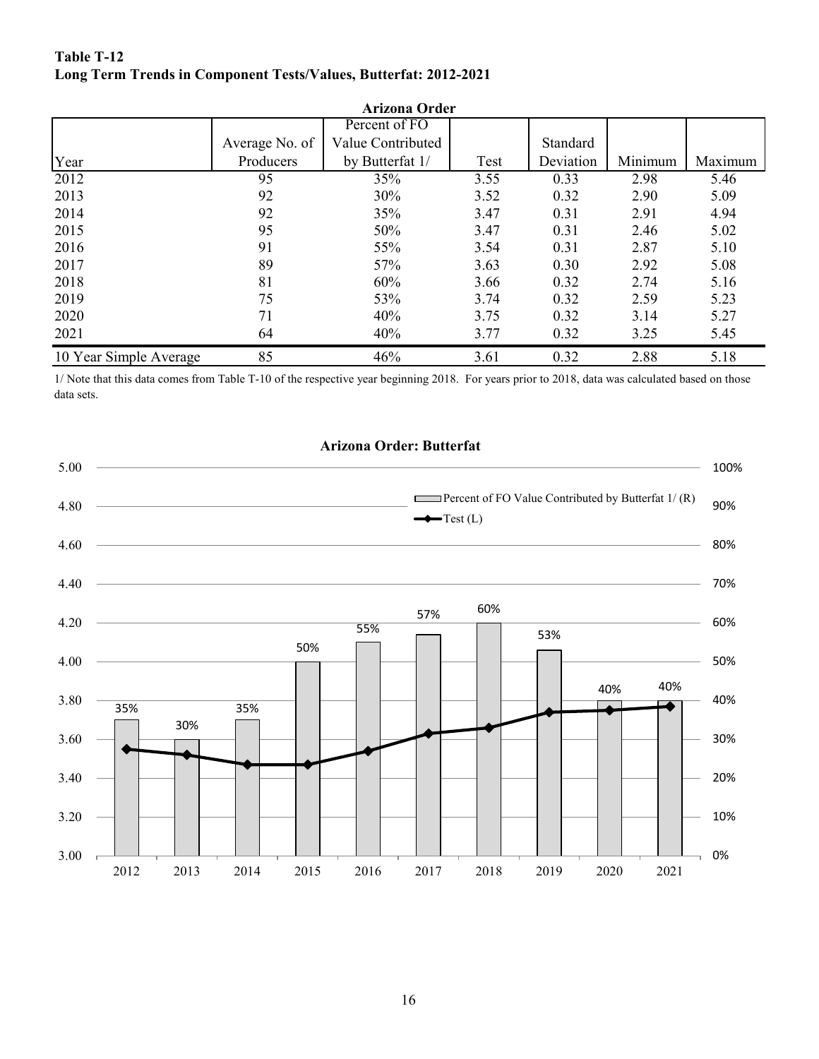**Table T-12**
**Long Term Trends in Component Tests/Values, Butterfat: 2012-2021**

**Arizona Order**

| Year | Average No. of Producers | Percent of FO Value Contributed by Butterfat 1/ | Test | Standard Deviation | Minimum | Maximum |
|---|---|---|---|---|---|---|
| 2012 | 95 | 35% | 3.55 | 0.33 | 2.98 | 5.46 |
| 2013 | 92 | 30% | 3.52 | 0.32 | 2.90 | 5.09 |
| 2014 | 92 | 35% | 3.47 | 0.31 | 2.91 | 4.94 |
| 2015 | 95 | 50% | 3.47 | 0.31 | 2.46 | 5.02 |
| 2016 | 91 | 55% | 3.54 | 0.31 | 2.87 | 5.10 |
| 2017 | 89 | 57% | 3.63 | 0.30 | 2.92 | 5.08 |
| 2018 | 81 | 60% | 3.66 | 0.32 | 2.74 | 5.16 |
| 2019 | 75 | 53% | 3.74 | 0.32 | 2.59 | 5.23 |
| 2020 | 71 | 40% | 3.75 | 0.32 | 3.14 | 5.27 |
| 2021 | 64 | 40% | 3.77 | 0.32 | 3.25 | 5.45 |
| 10 Year Simple Average | 85 | 46% | 3.61 | 0.32 | 2.88 | 5.18 |

1/ Note that this data comes from Table T-10 of the respective year beginning 2018. For years prior to 2018, data was calculated based on those data sets.

**Arizona Order: Butterfat**

Percent of FO Value Contributed by Butterfat 1/ (R)

Test (L)

5.00
4.80
4.60
4.40
4.20
4.00
3.80
3.60
3.40
3.20
3.00

100%
90%
80%
70%
60%
50%
40%
30%
20%
10%
0%

35%
30%
35%
50%
55%
57%
60%
53%
40%
40%

2012
2013
2014
2015
2016
2017
2018
2019
2020
2021